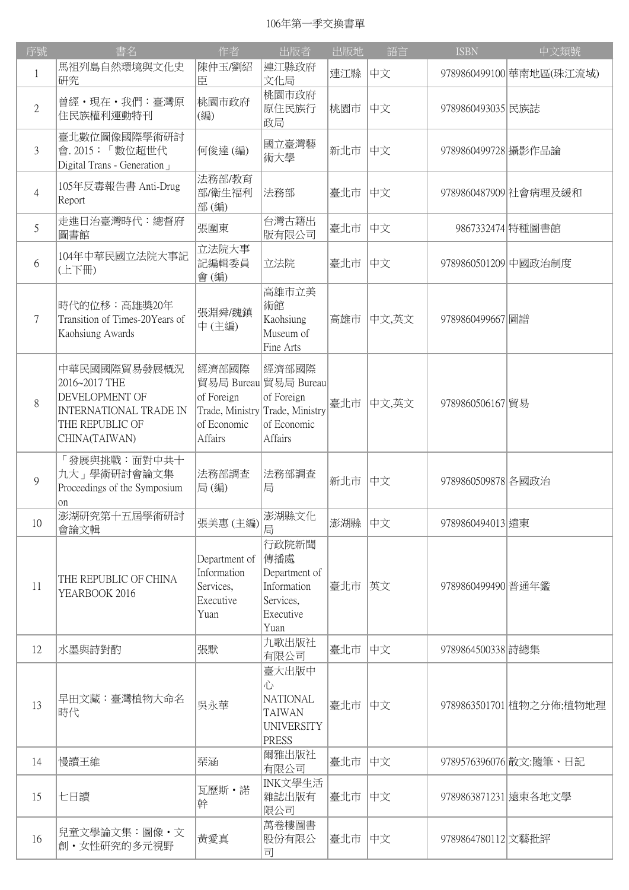106年第一季交換書單

| 序號 | 書名 | 作者 | 出版者 | 出版地 | 語言 | ISBN | 中文類號 |
|---|---|---|---|---|---|---|---|
| 1 | 馬祖列島自然環境與文化史研究 | 陳仲玉/劉紹臣 | 連江縣政府文化局 | 連江縣 | 中文 | 9789860499100 | 華南地區(珠江流域) |
| 2 | 曾經‧現在‧我們：臺灣原住民族權利運動特刊 | 桃園市政府 (編) | 桃園市政府原住民族行政局 | 桃園市 | 中文 | 9789860493035 | 民族誌 |
| 3 | 臺北數位圖像國際學術研討會. 2015：「數位超世代 Digital Trans - Generation」 | 何俊達 (編) | 國立臺灣藝術大學 | 新北市 | 中文 | 9789860499728 | 攝影作品論 |
| 4 | 105年反毒報告書 Anti-Drug Report | 法務部/教育部/衛生福利部 (編) | 法務部 | 臺北市 | 中文 | 9789860487909 | 社會病理及緩和 |
| 5 | 走進日治臺灣時代：總督府圖書館 | 張圍東 | 台灣古籍出版有限公司 | 臺北市 | 中文 | 9867332474 | 特種圖書館 |
| 6 | 104年中華民國立法院大事記(上下冊) | 立法院大事記編輯委員會 (編) | 立法院 | 臺北市 | 中文 | 9789860501209 | 中國政治制度 |
| 7 | 時代的位移：高雄獎20年 Transition of Times-20Years of Kaohsiung Awards | 張淵舜/魏鎮中 (主編) | 高雄市立美術館 Kaohsiung Museum of Fine Arts | 高雄市 | 中文,英文 | 9789860499667 | 圖譜 |
| 8 | 中華民國國際貿易發展概況 2016~2017 THE DEVELOPMENT OF INTERNATIONAL TRADE IN THE REPUBLIC OF CHINA(TAIWAN) | 經濟部國際貿易局 Bureau of Foreign Trade, Ministry of Economic Affairs | 經濟部國際貿易局 Bureau of Foreign Trade, Ministry of Economic Affairs | 臺北市 | 中文,英文 | 9789860506167 | 貿易 |
| 9 | 「發展與挑戰：面對中共十九大」學術研討會論文集 Proceedings of the Symposium on | 法務部調查局 (編) | 法務部調查局 | 新北市 | 中文 | 9789860509878 | 各國政治 |
| 10 | 澎湖研究第十五屆學術研討會論文輯 | 張美惠 (主編) | 澎湖縣文化局 | 澎湖縣 | 中文 | 9789860494013 | 遠東 |
| 11 | THE REPUBLIC OF CHINA YEARBOOK 2016 | Department of Information Services, Executive Yuan | 行政院新聞傳播處 Department of Information Services, Executive Yuan | 臺北市 | 英文 | 9789860499490 | 普通年鑑 |
| 12 | 水墨與詩對酌 | 張默 | 九歌出版社有限公司 | 臺北市 | 中文 | 9789864500338 | 詩總集 |
| 13 | 早田文藏：臺灣植物大命名時代 | 吳永華 | 臺大出版中心 NATIONAL TAIWAN UNIVERSITY PRESS | 臺北市 | 中文 | 9789863501701 | 植物之分佈;植物地理 |
| 14 | 慢讀王維 | 琹涵 | 爾雅出版社有限公司 | 臺北市 | 中文 | 9789576396076 | 散文:隨筆、日記 |
| 15 | 七日讀 | 瓦歷斯‧諾幹 | INK文學生活雜誌出版有限公司 | 臺北市 | 中文 | 9789863871231 | 遠東各地文學 |
| 16 | 兒童文學論文集：圖像‧文創‧女性研究的多元視野 | 黃愛真 | 萬卷樓圖書股份有限公司 | 臺北市 | 中文 | 9789864780112 | 文藝批評 |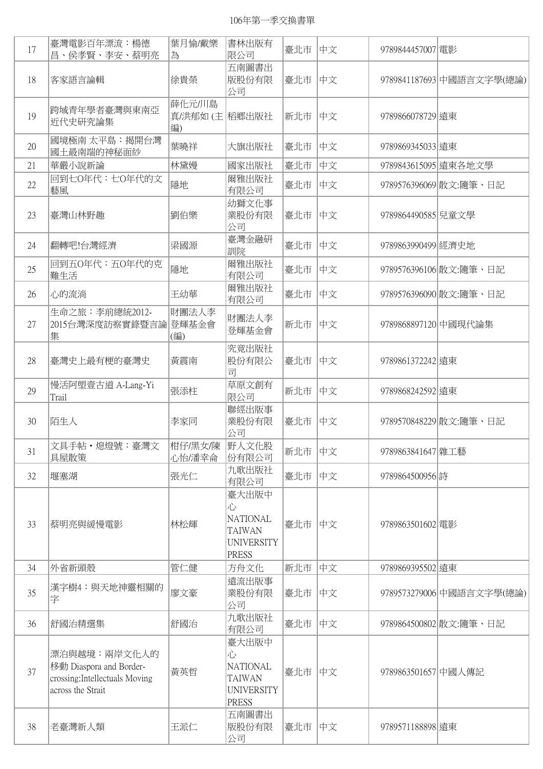106年第一季交換書單

| 17 | 臺灣電影百年漂流：楊德昌、侯孝賢、李安、蔡明亮 | 葉月愉/戴樂為 | 書林出版有限公司 | 臺北市 | 中文 | 9789844457007 | 電影 |
|---|---|---|---|---|---|---|---|
| 18 | 客家語言論輯 | 徐貴榮 | 五南圖書出版股份有限公司 | 臺北市 | 中文 | 9789841187693 | 中國語言文字學(總論) |
| 19 | 跨域青年學者臺灣與東南亞近代史研究論集 | 薛化元/川島真/洪郁如 (主編) | 稻鄉出版社 | 新北市 | 中文 | 9789866078729 | 遠東 |
| 20 | 國境極南 太平島：揭開台灣國土最南端的神秘面紗 | 葉曉祥 | 大旗出版社 | 臺北市 | 中文 | 9789869345033 | 遠東 |
| 21 | 華嚴小說新論 | 林黛嫚 | 國家出版社 | 臺北市 | 中文 | 9789843615095 | 遠東各地文學 |
| 22 | 回到七O年代：七O年代的文藝風 | 隱地 | 爾雅出版社有限公司 | 臺北市 | 中文 | 9789576396069 | 散文:隨筆、日記 |
| 23 | 臺灣山林野趣 | 劉伯樂 | 幼獅文化事業股份有限公司 | 臺北市 | 中文 | 9789864490585 | 兒童文學 |
| 24 | 翻轉吧!台灣經濟 | 梁國源 | 臺灣金融研訓院 | 臺北市 | 中文 | 9789863990499 | 經濟史地 |
| 25 | 回到五O年代：五O年代的克難生活 | 隱地 | 爾雅出版社有限公司 | 臺北市 | 中文 | 9789576396106 | 散文:隨筆、日記 |
| 26 | 心的流淌 | 王幼華 | 爾雅出版社有限公司 | 臺北市 | 中文 | 9789576396090 | 散文:隨筆、日記 |
| 27 | 生命之旅：李前總統2012-2015台灣深度訪察實錄暨言論集 | 財團法人李登輝基金會(編) | 財團法人李登輝基金會 | 新北市 | 中文 | 9789868897120 | 中國現代論集 |
| 28 | 臺灣史上最有梗的臺灣史 | 黃震南 | 究竟出版社股份有限公司 | 臺北市 | 中文 | 9789861372242 | 遠東 |
| 29 | 慢活阿塱壹古道 A-Lang-Yi Trail | 張添柱 | 草原文創有限公司 | 新北市 | 中文 | 9789868242592 | 遠東 |
| 30 | 陌生人 | 李家同 | 聯經出版事業股份有限公司 | 臺北市 | 中文 | 9789570848229 | 散文:隨筆、日記 |
| 31 | 文具手帖・熄燈號：臺灣文具屋散策 | 柑仔/黑女/陳心怡/潘幸侖 | 野人文化股份有限公司 | 新北市 | 中文 | 9789863841647 | 雜工藝 |
| 32 | 堰塞湖 | 張光仁 | 九歌出版社有限公司 | 臺北市 | 中文 | 9789864500956 | 詩 |
| 33 | 蔡明亮與緩慢電影 | 林松輝 | 臺大出版中心 NATIONAL TAIWAN UNIVERSITY PRESS | 臺北市 | 中文 | 9789863501602 | 電影 |
| 34 | 外省新頭殼 | 管仁健 | 方舟文化 | 新北市 | 中文 | 9789869395502 | 遠東 |
| 35 | 漢字樹4：與天地神靈相關的字 | 廖文豪 | 遠流出版事業股份有限公司 | 臺北市 | 中文 | 9789573279006 | 中國語言文字學(總論) |
| 36 | 舒國治精選集 | 舒國治 | 九歌出版社有限公司 | 臺北市 | 中文 | 9789864500802 | 散文:隨筆、日記 |
| 37 | 漂泊與越境：兩岸文化人的移動 Diaspora and Border-crossing:Intellectuals Moving across the Strait | 黃英哲 | 臺大出版中心 NATIONAL TAIWAN UNIVERSITY PRESS | 臺北市 | 中文 | 9789863501657 | 中國人傳記 |
| 38 | 老臺灣新人類 | 王派仁 | 五南圖書出版股份有限公司 | 臺北市 | 中文 | 9789571188898 | 遠東 |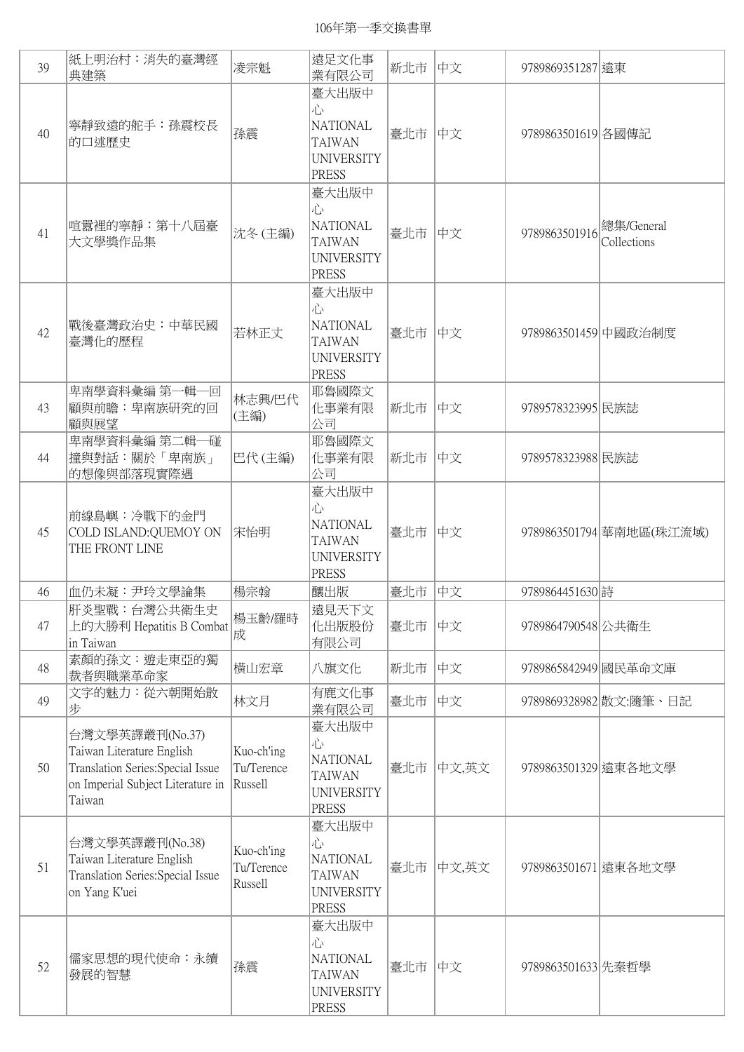# 106年第一季交換書單

| | | | | | | | |
|---|---|---|---|---|---|---|---|
| 39 | 紙上明治村：消失的臺灣經典建築 | 凌宗魁 | 遠足文化事業有限公司 | 新北市 | 中文 | 9789869351287 | 遠東 |
| 40 | 寧靜致遠的舵手：孫震校長的口述歷史 | 孫震 | 臺大出版中心 NATIONAL TAIWAN UNIVERSITY PRESS | 臺北市 | 中文 | 9789863501619 | 各國傳記 |
| 41 | 喧囂裡的寧靜：第十八屆臺大文學獎作品集 | 沈冬 (主編) | 臺大出版中心 NATIONAL TAIWAN UNIVERSITY PRESS | 臺北市 | 中文 | 9789863501916 | 總集/General Collections |
| 42 | 戰後臺灣政治史：中華民國臺灣化的歷程 | 若林正丈 | 臺大出版中心 NATIONAL TAIWAN UNIVERSITY PRESS | 臺北市 | 中文 | 9789863501459 | 中國政治制度 |
| 43 | 卑南學資料彙編 第一輯—回顧與前瞻：卑南族研究的回顧與展望 | 林志興/巴代 (主編) | 耶魯國際文化事業有限公司 | 新北市 | 中文 | 9789578323995 | 民族誌 |
| 44 | 卑南學資料彙編 第二輯—碰撞與對話：關於「卑南族」的想像與部落現實際遇 | 巴代 (主編) | 耶魯國際文化事業有限公司 | 新北市 | 中文 | 9789578323988 | 民族誌 |
| 45 | 前線島嶼：冷戰下的金門 COLD ISLAND:QUEMOY ON THE FRONT LINE | 宋怡明 | 臺大出版中心 NATIONAL TAIWAN UNIVERSITY PRESS | 臺北市 | 中文 | 9789863501794 | 華南地區(珠江流域) |
| 46 | 血仍未凝：尹玲文學論集 | 楊宗翰 | 釀出版 | 臺北市 | 中文 | 9789864451630 | 詩 |
| 47 | 肝炎聖戰：台灣公共衛生史上的大勝利 Hepatitis B Combat in Taiwan | 楊玉齡/羅時成 | 遠見天下文化出版股份有限公司 | 臺北市 | 中文 | 9789864790548 | 公共衛生 |
| 48 | 素顏的孫文：遊走東亞的獨裁者與職業革命家 | 橫山宏章 | 八旗文化 | 新北市 | 中文 | 9789865842949 | 國民革命文庫 |
| 49 | 文字的魅力：從六朝開始散步 | 林文月 | 有鹿文化事業有限公司 | 臺北市 | 中文 | 9789869328982 | 散文:隨筆、日記 |
| 50 | 台灣文學英譯叢刊(No.37) Taiwan Literature English Translation Series:Special Issue on Imperial Subject Literature in Taiwan | Kuo-ch'ing Tu/Terence Russell | 臺大出版中心 NATIONAL TAIWAN UNIVERSITY PRESS | 臺北市 | 中文,英文 | 9789863501329 | 遠東各地文學 |
| 51 | 台灣文學英譯叢刊(No.38) Taiwan Literature English Translation Series:Special Issue on Yang K'uei | Kuo-ch'ing Tu/Terence Russell | 臺大出版中心 NATIONAL TAIWAN UNIVERSITY PRESS | 臺北市 | 中文,英文 | 9789863501671 | 遠東各地文學 |
| 52 | 儒家思想的現代使命：永續發展的智慧 | 孫震 | 臺大出版中心 NATIONAL TAIWAN UNIVERSITY PRESS | 臺北市 | 中文 | 9789863501633 | 先秦哲學 |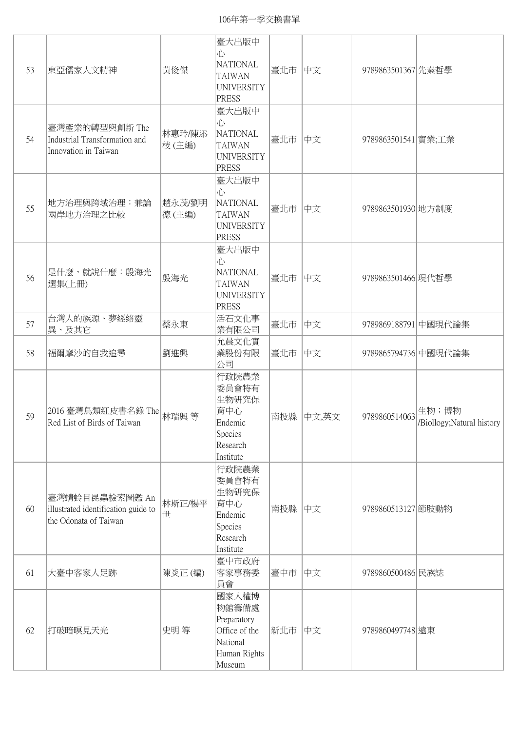| | | | | | | | |
|---|---|---|---|---|---|---|---|
| 53 | 東亞儒家人文精神 | 黃俊傑 | 臺大出版中心 NATIONAL TAIWAN UNIVERSITY PRESS | 臺北市 | 中文 | 9789863501367 | 先秦哲學 |
| 54 | 臺灣產業的轉型與創新 The Industrial Transformation and Innovation in Taiwan | 林惠玲/陳添枝 (主編) | 臺大出版中心 NATIONAL TAIWAN UNIVERSITY PRESS | 臺北市 | 中文 | 9789863501541 | 實業;工業 |
| 55 | 地方治理與跨域治理：兼論兩岸地方治理之比較 | 趙永茂/劉明德 (主編) | 臺大出版中心 NATIONAL TAIWAN UNIVERSITY PRESS | 臺北市 | 中文 | 9789863501930 | 地方制度 |
| 56 | 是什麼，就說什麼：殷海光選集(上冊) | 殷海光 | 臺大出版中心 NATIONAL TAIWAN UNIVERSITY PRESS | 臺北市 | 中文 | 9789863501466 | 現代哲學 |
| 57 | 台灣人的族源、夢經絡靈異、及其它 | 蔡永東 | 活石文化事業有限公司 | 臺北市 | 中文 | 9789869188791 | 中國現代論集 |
| 58 | 福爾摩沙的自我追尋 | 劉進興 | 允晨文化實業股份有限公司 | 臺北市 | 中文 | 9789865794736 | 中國現代論集 |
| 59 | 2016 臺灣鳥類紅皮書名錄 The Red List of Birds of Taiwan | 林瑞興 等 | 行政院農業委員會特有生物研究保育中心 Endemic Species Research Institute | 南投縣 | 中文,英文 | 9789860514063 | 生物；博物 /Biollogy;Natural history |
| 60 | 臺灣蜻蛉目昆蟲檢索圖鑑 An illustrated identification guide to the Odonata of Taiwan | 林斯正/楊平世 | 行政院農業委員會特有生物研究保育中心 Endemic Species Research Institute | 南投縣 | 中文 | 9789860513127 | 節肢動物 |
| 61 | 大臺中客家人足跡 | 陳炎正 (編) | 臺中市政府客家事務委員會 | 臺中市 | 中文 | 9789860500486 | 民族誌 |
| 62 | 打破暗暝見天光 | 史明 等 | 國家人權博物館籌備處 Preparatory Office of the National Human Rights Museum | 新北市 | 中文 | 9789860497748 | 遠東 |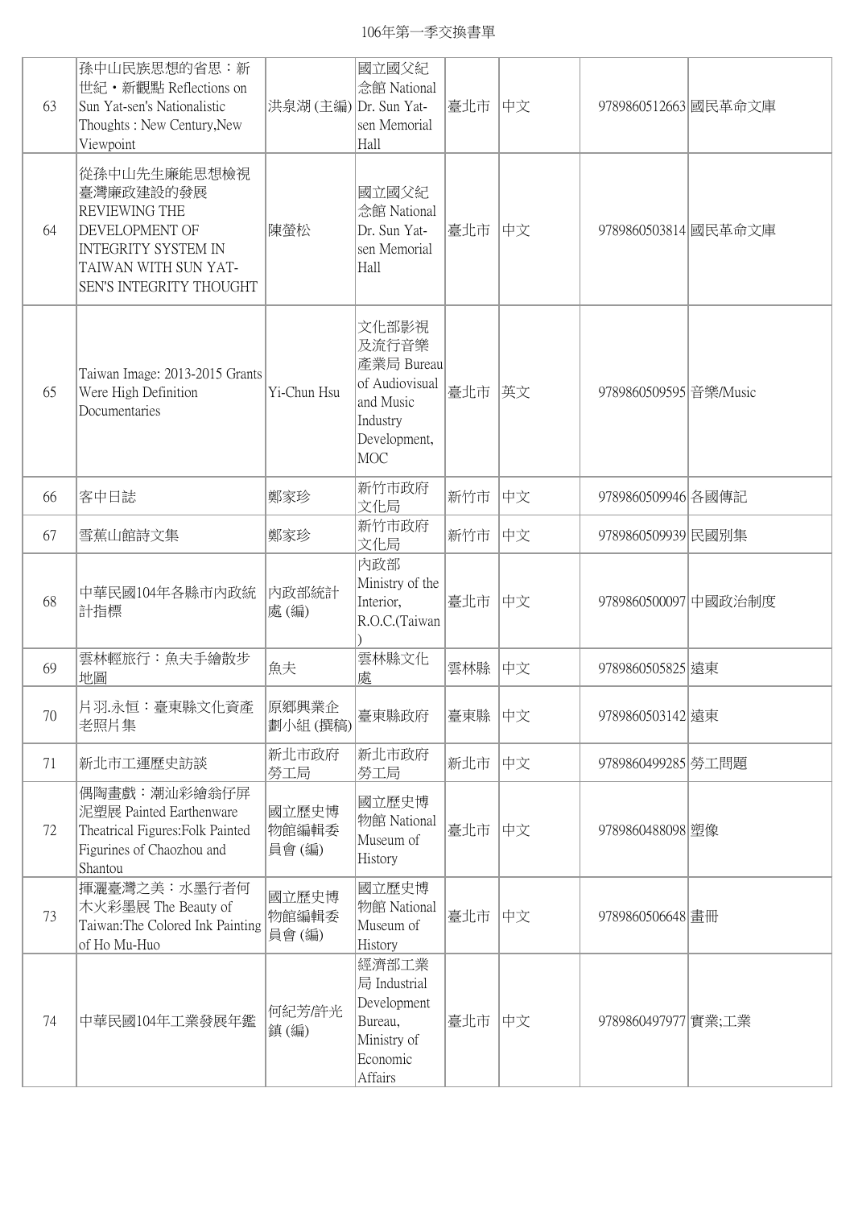# 106年第一季交換書單

| | | | | | | | |
|---|---|---|---|---|---|---|---|
| 63 | 孫中山民族思想的省思：新世紀・新觀點 Reflections on Sun Yat-sen's Nationalistic Thoughts : New Century,New Viewpoint | 洪泉湖 (主編) | 國立國父紀念館 National Dr. Sun Yat-sen Memorial Hall | 臺北市 | 中文 | 9789860512663 | 國民革命文庫 |
| 64 | 從孫中山先生廉能思想檢視臺灣廉政建設的發展 REVIEWING THE DEVELOPMENT OF INTEGRITY SYSTEM IN TAIWAN WITH SUN YAT-SEN'S INTEGRITY THOUGHT | 陳螢松 | 國立國父紀念館 National Dr. Sun Yat-sen Memorial Hall | 臺北市 | 中文 | 9789860503814 | 國民革命文庫 |
| 65 | Taiwan Image: 2013-2015 Grants Were High Definition Documentaries | Yi-Chun Hsu | 文化部影視及流行音樂產業局 Bureau of Audiovisual and Music Industry Development, MOC | 臺北市 | 英文 | 9789860509595 | 音樂/Music |
| 66 | 客中日誌 | 鄭家珍 | 新竹市政府文化局 | 新竹市 | 中文 | 9789860509946 | 各國傳記 |
| 67 | 雪蕉山館詩文集 | 鄭家珍 | 新竹市政府文化局 | 新竹市 | 中文 | 9789860509939 | 民國別集 |
| 68 | 中華民國104年各縣市內政統計指標 | 內政部統計處 (編) | 內政部 Ministry of the Interior, R.O.C.(Taiwan) | 臺北市 | 中文 | 9789860500097 | 中國政治制度 |
| 69 | 雲林輕旅行：魚夫手繪散步地圖 | 魚夫 | 雲林縣文化處 | 雲林縣 | 中文 | 9789860505825 | 遠東 |
| 70 | 片羽.永恒：臺東縣文化資產老照片集 | 原鄉興業企劃小組 (撰稿) | 臺東縣政府 | 臺東縣 | 中文 | 9789860503142 | 遠東 |
| 71 | 新北市工運歷史訪談 | 新北市政府勞工局 | 新北市政府勞工局 | 新北市 | 中文 | 9789860499285 | 勞工問題 |
| 72 | 偶陶畫戲：潮汕彩繪翁仔屏泥塑展 Painted Earthenware Theatrical Figures:Folk Painted Figurines of Chaozhou and Shantou | 國立歷史博物館編輯委員會 (編) | 國立歷史博物館 National Museum of History | 臺北市 | 中文 | 9789860488098 | 塑像 |
| 73 | 揮灑臺灣之美：水墨行者何木火彩墨展 The Beauty of Taiwan:The Colored Ink Painting of Ho Mu-Huo | 國立歷史博物館編輯委員會 (編) | 國立歷史博物館 National Museum of History | 臺北市 | 中文 | 9789860506648 | 畫冊 |
| 74 | 中華民國104年工業發展年鑑 | 何紀芳/許光鎮 (編) | 經濟部工業局 Industrial Development Bureau, Ministry of Economic Affairs | 臺北市 | 中文 | 9789860497977 | 實業;工業 |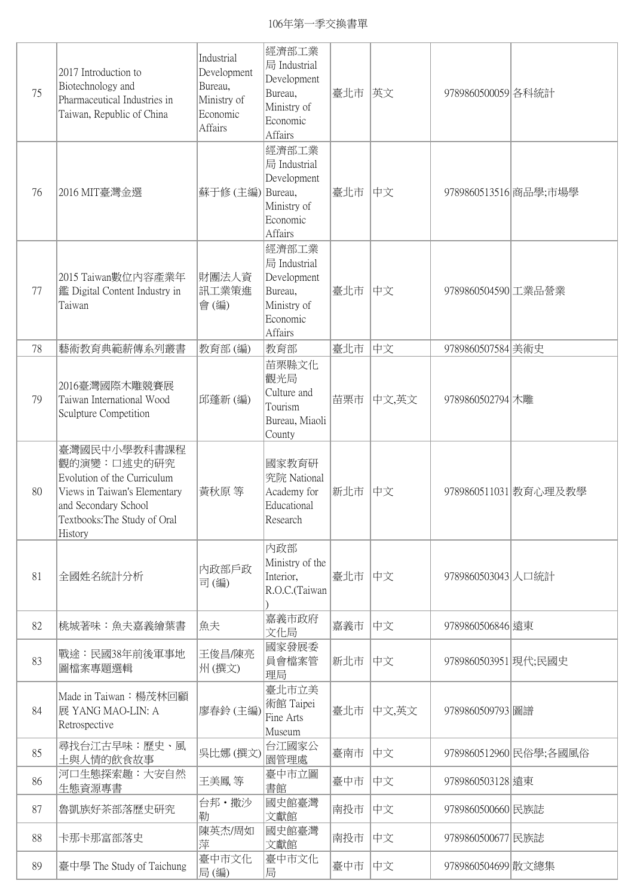| 75 | 2017 Introduction to Biotechnology and Pharmaceutical Industries in Taiwan, Republic of China | Industrial Development Bureau, Ministry of Economic Affairs | 經濟部工業局 Industrial Development Bureau, Ministry of Economic Affairs | 臺北市 | 英文 | 9789860500059 | 各科統計 |
|---|---|---|---|---|---|---|---|
| 76 | 2016 MIT臺灣金選 | 蘇于修 (主編) | 經濟部工業局 Industrial Development Bureau, Ministry of Economic Affairs | 臺北市 | 中文 | 9789860513516 | 商品學;市場學 |
| 77 | 2015 Taiwan數位內容產業年鑑 Digital Content Industry in Taiwan | 財團法人資訊工業策進會 (編) | 經濟部工業局 Industrial Development Bureau, Ministry of Economic Affairs | 臺北市 | 中文 | 9789860504590 | 工業品營業 |
| 78 | 藝術教育典範薪傳系列叢書 | 教育部 (編) | 教育部 | 臺北市 | 中文 | 9789860507584 | 美術史 |
| 79 | 2016臺灣國際木雕競賽展 Taiwan International Wood Sculpture Competition | 邱蓬新 (編) | 苗栗縣文化觀光局 Culture and Tourism Bureau, Miaoli County | 苗栗市 | 中文,英文 | 9789860502794 | 木雕 |
| 80 | 臺灣國民中小學教科書課程觀的演變：口述史的研究 Evolution of the Curriculum Views in Taiwan's Elementary and Secondary School Textbooks:The Study of Oral History | 黃秋原 等 | 國家教育研究院 National Academy for Educational Research | 新北市 | 中文 | 9789860511031 | 教育心理及教學 |
| 81 | 全國姓名統計分析 | 內政部戶政司 (編) | 內政部 Ministry of the Interior, R.O.C.(Taiwan) | 臺北市 | 中文 | 9789860503043 | 人口統計 |
| 82 | 桃城著味：魚夫嘉義繪葉書 | 魚夫 | 嘉義市政府文化局 | 嘉義市 | 中文 | 9789860506846 | 遠東 |
| 83 | 戰途：民國38年前後軍事地圖檔案專題選輯 | 王俊昌/陳亮州 (撰文) | 國家發展委員會檔案管理局 | 新北市 | 中文 | 9789860503951 | 現代;民國史 |
| 84 | Made in Taiwan：楊茂林回顧展 YANG MAO-LIN: A Retrospective | 廖春鈴 (主編) | 臺北市立美術館 Taipei Fine Arts Museum | 臺北市 | 中文,英文 | 9789860509793 | 圖譜 |
| 85 | 尋找台江古早味：歷史、風土與人情的飲食故事 | 吳比娜 (撰文) | 台江國家公園管理處 | 臺南市 | 中文 | 9789860512960 | 民俗學;各國風俗 |
| 86 | 河口生態探索趣：大安自然生態資源專書 | 王美鳳 等 | 臺中市立圖書館 | 臺中市 | 中文 | 9789860503128 | 遠東 |
| 87 | 魯凱族好茶部落歷史研究 | 台邦・撒沙勒 | 國史館臺灣文獻館 | 南投市 | 中文 | 9789860500660 | 民族誌 |
| 88 | 卡那卡富部落史 | 陳英杰/周如萍 | 國史館臺灣文獻館 | 南投市 | 中文 | 9789860500677 | 民族誌 |
| 89 | 臺中學 The Study of Taichung | 臺中市文化局 (編) | 臺中市文化局 | 臺中市 | 中文 | 9789860504699 | 散文總集 |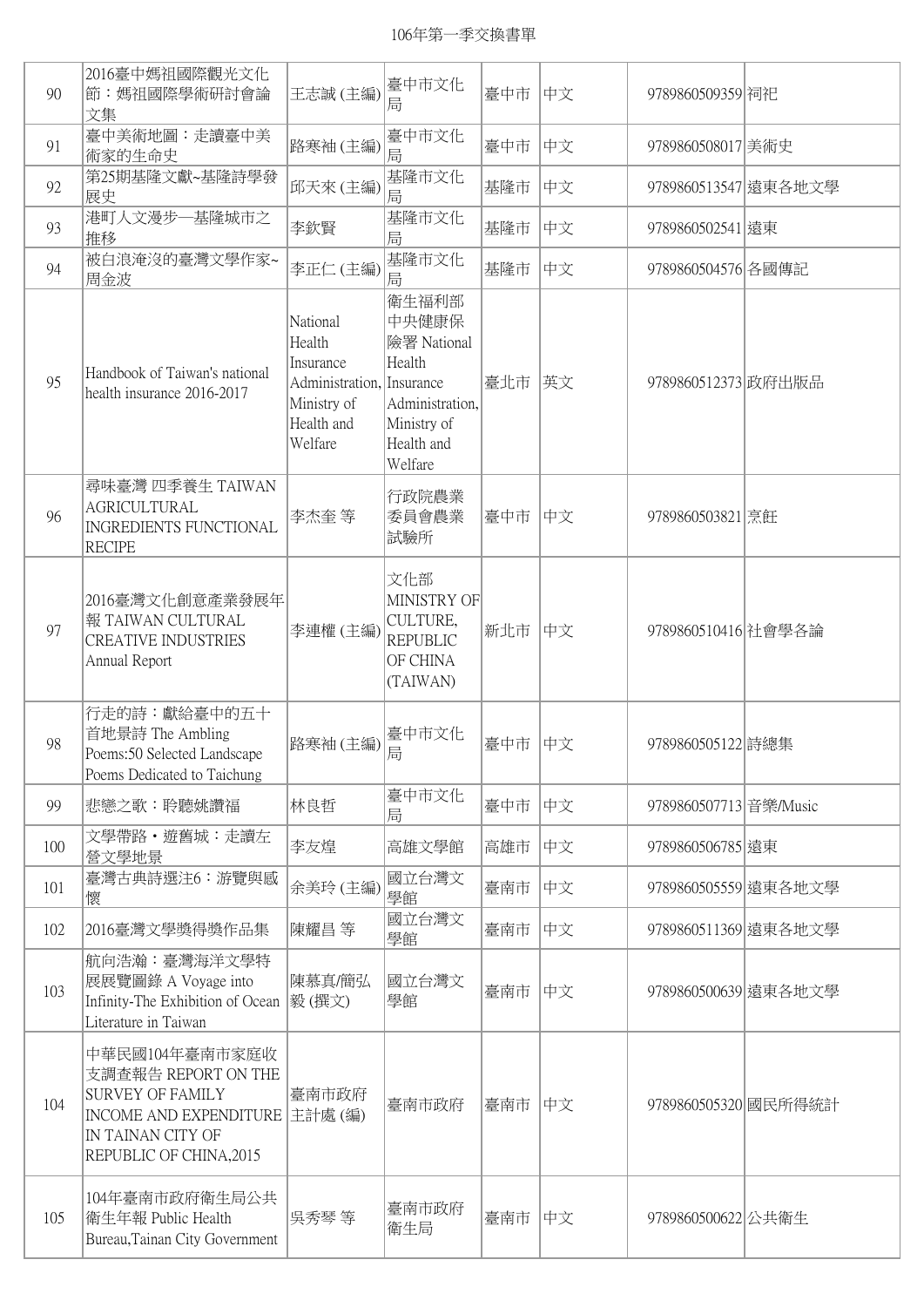106年第一季交換書單

| | | | | | | | |
|---|---|---|---|---|---|---|---|
| 90 | 2016臺中媽祖國際觀光文化節：媽祖國際學術研討會論文集 | 王志誠 (主編) | 臺中市文化局 | 臺中市 | 中文 | 9789860509359 | 祠祀 |
| 91 | 臺中美術地圖：走讀臺中美術家的生命史 | 路寒袖 (主編) | 臺中市文化局 | 臺中市 | 中文 | 9789860508017 | 美術史 |
| 92 | 第25期基隆文獻~基隆詩學發展史 | 邱天來 (主編) | 基隆市文化局 | 基隆市 | 中文 | 9789860513547 | 遠東各地文學 |
| 93 | 港町人文漫步—基隆城市之推移 | 李欽賢 | 基隆市文化局 | 基隆市 | 中文 | 9789860502541 | 遠東 |
| 94 | 被白浪淹沒的臺灣文學作家~周金波 | 李正仁 (主編) | 基隆市文化局 | 基隆市 | 中文 | 9789860504576 | 各國傳記 |
| 95 | Handbook of Taiwan's national health insurance 2016-2017 | National Health Insurance Administration, Ministry of Health and Welfare | 衛生福利部中央健康保險署 National Health Insurance Administration, Ministry of Health and Welfare | 臺北市 | 英文 | 9789860512373 | 政府出版品 |
| 96 | 尋味臺灣 四季養生 TAIWAN AGRICULTURAL INGREDIENTS FUNCTIONAL RECIPE | 李杰奎 等 | 行政院農業委員會農業試驗所 | 臺中市 | 中文 | 9789860503821 | 烹飪 |
| 97 | 2016臺灣文化創意產業發展年報 TAIWAN CULTURAL CREATIVE INDUSTRIES Annual Report | 李連權 (主編) | 文化部 MINISTRY OF CULTURE, REPUBLIC OF CHINA (TAIWAN) | 新北市 | 中文 | 9789860510416 | 社會學各論 |
| 98 | 行走的詩：獻給臺中的五十首地景詩 The Ambling Poems:50 Selected Landscape Poems Dedicated to Taichung | 路寒袖 (主編) | 臺中市文化局 | 臺中市 | 中文 | 9789860505122 | 詩總集 |
| 99 | 悲戀之歌：聆聽姚讚福 | 林良哲 | 臺中市文化局 | 臺中市 | 中文 | 9789860507713 | 音樂/Music |
| 100 | 文學帶路・遊舊城：走讀左營文學地景 | 李友煌 | 高雄文學館 | 高雄市 | 中文 | 9789860506785 | 遠東 |
| 101 | 臺灣古典詩選注6：游覽與感懷 | 余美玲 (主編) | 國立台灣文學館 | 臺南市 | 中文 | 9789860505559 | 遠東各地文學 |
| 102 | 2016臺灣文學獎得獎作品集 | 陳耀昌 等 | 國立台灣文學館 | 臺南市 | 中文 | 9789860511369 | 遠東各地文學 |
| 103 | 航向浩瀚：臺灣海洋文學特展展覽圖錄 A Voyage into Infinity-The Exhibition of Ocean Literature in Taiwan | 陳慕真/簡弘毅 (撰文) | 國立台灣文學館 | 臺南市 | 中文 | 9789860500639 | 遠東各地文學 |
| 104 | 中華民國104年臺南市家庭收支調查報告 REPORT ON THE SURVEY OF FAMILY INCOME AND EXPENDITURE IN TAINAN CITY OF REPUBLIC OF CHINA,2015 | 臺南市政府主計處 (編) | 臺南市政府 | 臺南市 | 中文 | 9789860505320 | 國民所得統計 |
| 105 | 104年臺南市政府衛生局公共衛生年報 Public Health Bureau,Tainan City Government | 吳秀琴 等 | 臺南市政府衛生局 | 臺南市 | 中文 | 9789860500622 | 公共衛生 |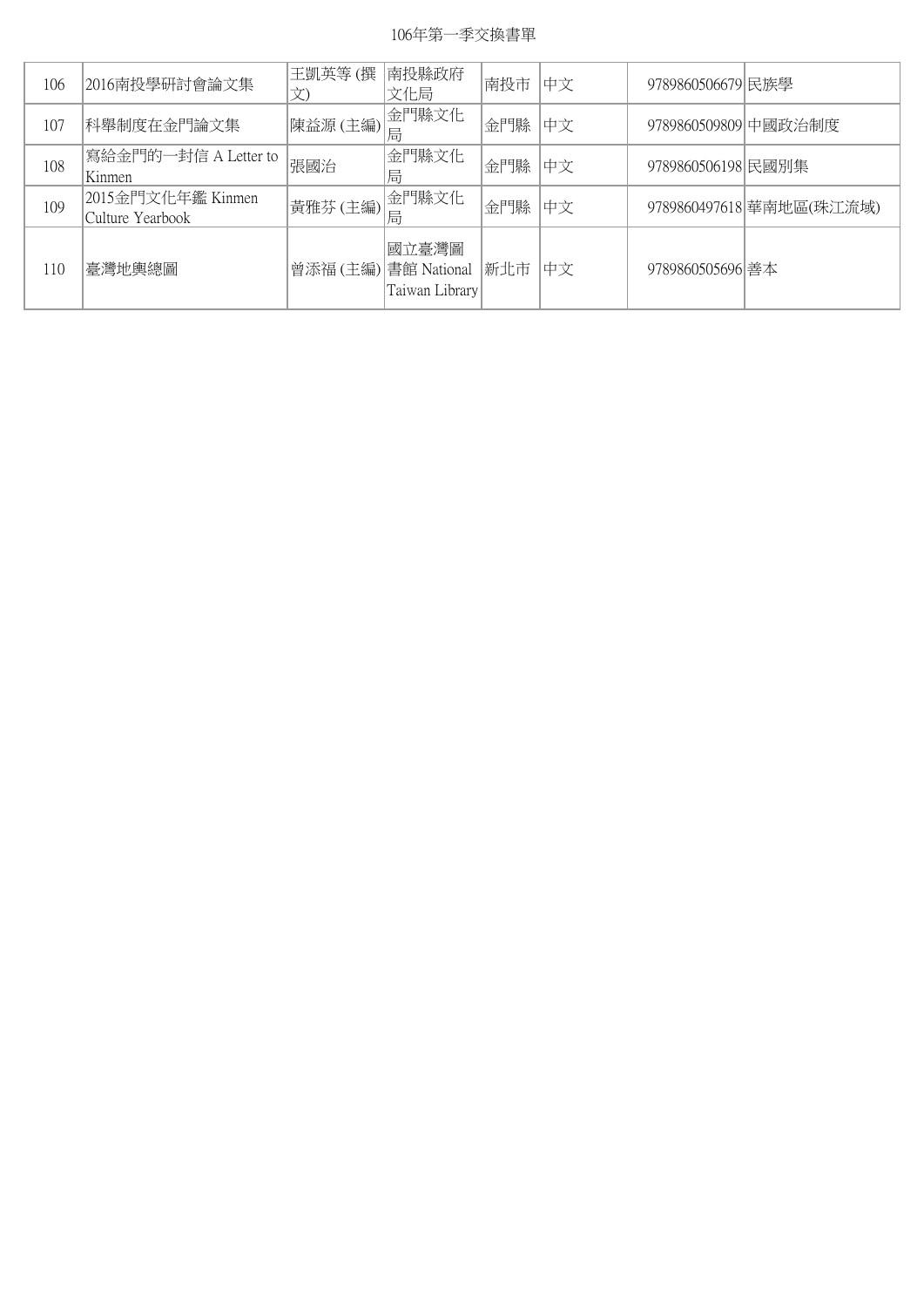106年第一季交換書單

| | | | | | | | |
|---|---|---|---|---|---|---|---|
| 106 | 2016南投學研討會論文集 | 王凱英等 (撰文) | 南投縣政府文化局 | 南投市 | 中文 | 9789860506679 | 民族學 |
| 107 | 科舉制度在金門論文集 | 陳益源 (主編) | 金門縣文化局 | 金門縣 | 中文 | 9789860509809 | 中國政治制度 |
| 108 | 寫給金門的一封信 A Letter to Kinmen | 張國治 | 金門縣文化局 | 金門縣 | 中文 | 9789860506198 | 民國別集 |
| 109 | 2015金門文化年鑑 Kinmen Culture Yearbook | 黃雅芬 (主編) | 金門縣文化局 | 金門縣 | 中文 | 9789860497618 | 華南地區(珠江流域) |
| 110 | 臺灣地輿總圖 | 曾添福 (主編) | 國立臺灣圖書館 National Taiwan Library | 新北市 | 中文 | 9789860505696 | 善本 |